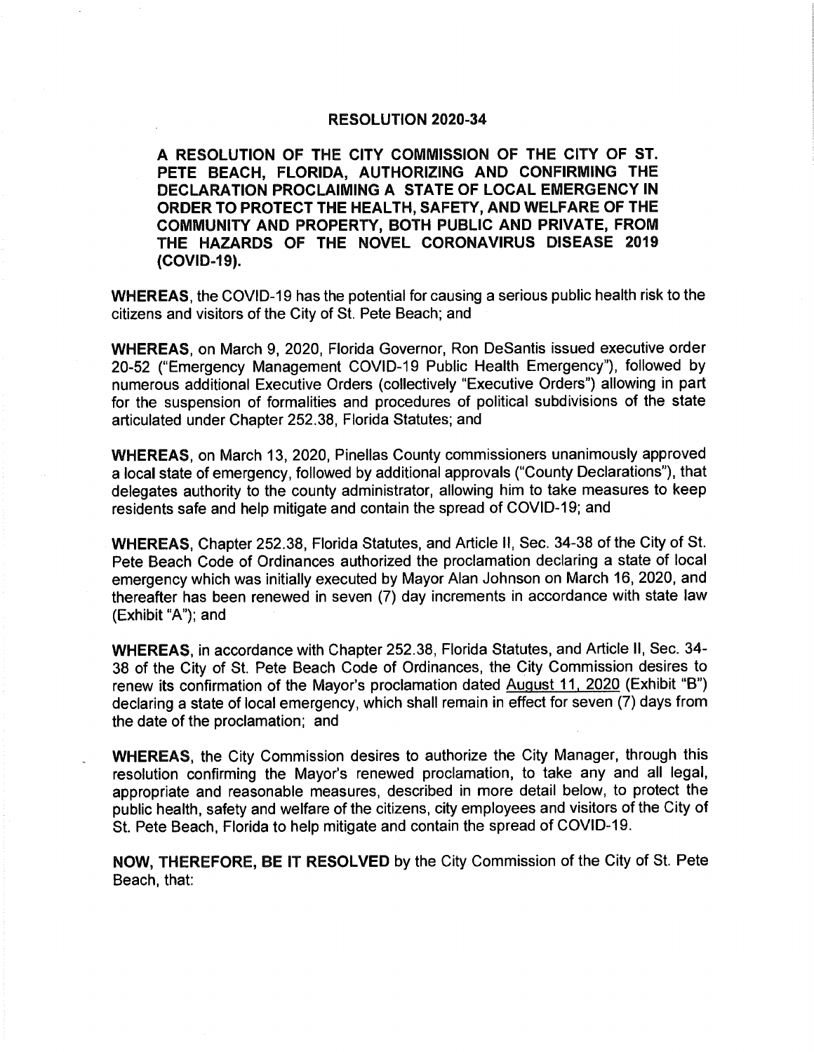# RESOLUTION 2020-34

**A RESOLUTION OF THE CITY COMMISSION OF THE CITY OF ST. PETE BEACH, FLORIDA, AUTHORIZING AND CONFIRMING THE DECLARATION PROCLAIMING A STATE OF LOCAL EMERGENCY IN ORDER TO PROTECT THE HEALTH, SAFETY, AND WELFARE OF THE COMMUNITY AND PROPERTY, BOTH PUBLIC AND PRIVATE, FROM THE HAZARDS OF THE NOVEL CORONAVIRUS DISEASE 2019 (COVID-19).**

**WHEREAS**, the COVID-19 has the potential for causing a serious public health risk to the citizens and visitors of the City of St. Pete Beach; and

**WHEREAS**, on March 9, 2020, Florida Governor, Ron DeSantis issued executive order 20-52 ("Emergency Management COVID-19 Public Health Emergency"), followed by numerous additional Executive Orders (collectively "Executive Orders") allowing in part for the suspension of formalities and procedures of political subdivisions of the state articulated under Chapter 252.38, Florida Statutes; and

**WHEREAS**, on March 13, 2020, Pinellas County commissioners unanimously approved a local state of emergency, followed by additional approvals ("County Declarations"), that delegates authority to the county administrator, allowing him to take measures to keep residents safe and help mitigate and contain the spread of COVID-19; and

**WHEREAS**, Chapter 252.38, Florida Statutes, and Article II, Sec. 34-38 of the City of St. Pete Beach Code of Ordinances authorized the proclamation declaring a state of local emergency which was initially executed by Mayor Alan Johnson on March 16, 2020, and thereafter has been renewed in seven (7) day increments in accordance with state law (Exhibit "A"); and

**WHEREAS**, in accordance with Chapter 252.38, Florida Statutes, and Article II, Sec. 34-38 of the City of St. Pete Beach Code of Ordinances, the City Commission desires to renew its confirmation of the Mayor's proclamation dated August 11, 2020 (Exhibit "B") declaring a state of local emergency, which shall remain in effect for seven (7) days from the date of the proclamation; and

**WHEREAS**, the City Commission desires to authorize the City Manager, through this resolution confirming the Mayor's renewed proclamation, to take any and all legal, appropriate and reasonable measures, described in more detail below, to protect the public health, safety and welfare of the citizens, city employees and visitors of the City of St. Pete Beach, Florida to help mitigate and contain the spread of COVID-19.

**NOW, THEREFORE, BE IT RESOLVED** by the City Commission of the City of St. Pete Beach, that: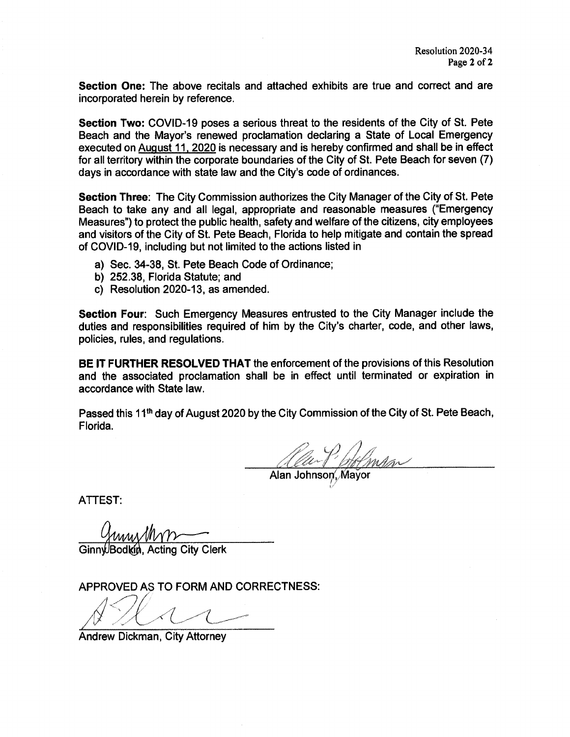**Section One:** The above recitals and attached exhibits are true and correct and are incorporated herein by reference.

**Section Two:** COVID-19 poses a serious threat to the residents of the City of St. Pete Beach and the Mayor's renewed proclamation declaring a State of Local Emergency executed on August 11, 2020 is necessary and is hereby confirmed and shall be in effect for all territory within the corporate boundaries of the City of St. Pete Beach for seven (7) days in accordance with state law and the City's code of ordinances.

**Section Three**: The City Commission authorizes the City Manager of the City of St. Pete Beach to take any and all legal, appropriate and reasonable measures ("Emergency Measures") to protect the public health, safety and welfare of the citizens, city employees and visitors of the City of St. Pete Beach, Florida to help mitigate and contain the spread of COVID-19, including but not limited to the actions listed in

a) Sec. 34-38, St. Pete Beach Code of Ordinance;
b) 252.38, Florida Statute; and
c) Resolution 2020-13, as amended.

**Section Four**: Such Emergency Measures entrusted to the City Manager include the duties and responsibilities required of him by the City's charter, code, and other laws, policies, rules, and regulations.

**BE IT FURTHER RESOLVED THAT** the enforcement of the provisions of this Resolution and the associated proclamation shall be in effect until terminated or expiration in accordance with State law.

Passed this 11th day of August 2020 by the City Commission of the City of St. Pete Beach, Florida.

Alan Johnson, Mayor

ATTEST:

Ginny Bodkin, Acting City Clerk

APPROVED AS TO FORM AND CORRECTNESS:

Andrew Dickman, City Attorney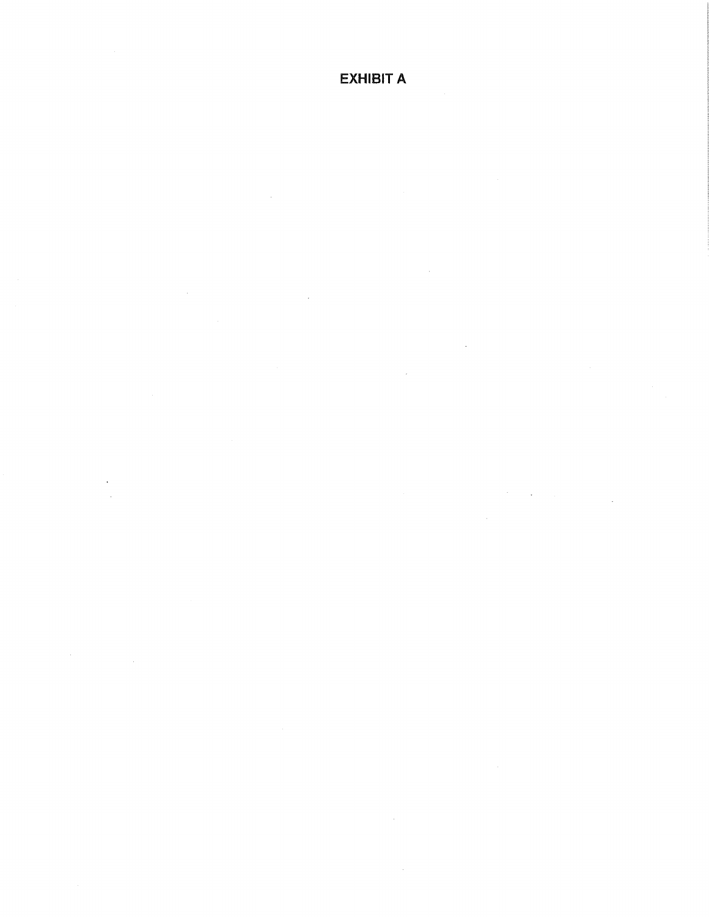# EXHIBIT A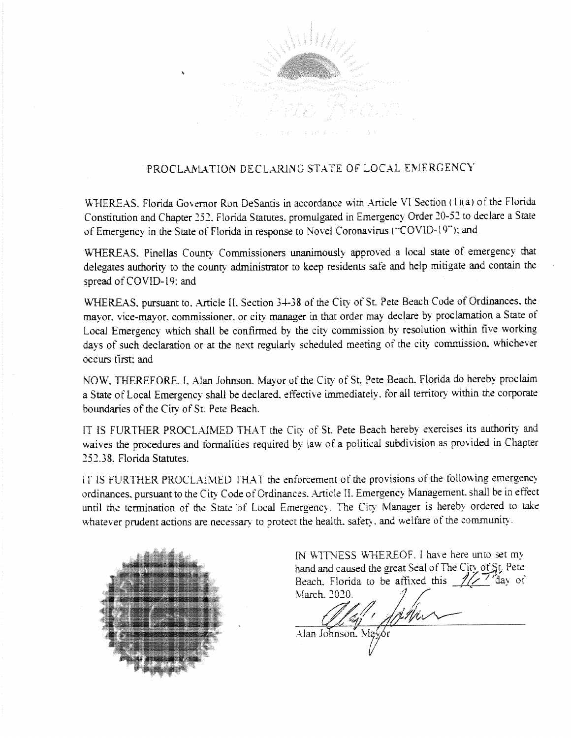# PROCLAMATION DECLARING STATE OF LOCAL EMERGENCY

WHEREAS, Florida Governor Ron DeSantis in accordance with Article VI Section (1)(a) of the Florida Constitution and Chapter 252, Florida Statutes, promulgated in Emergency Order 20-52 to declare a State of Emergency in the State of Florida in response to Novel Coronavirus ("COVID-19"); and

WHEREAS, Pinellas County Commissioners unanimously approved a local state of emergency that delegates authority to the county administrator to keep residents safe and help mitigate and contain the spread of COVID-19; and

WHEREAS, pursuant to, Article II, Section 34-38 of the City of St. Pete Beach Code of Ordinances, the mayor, vice-mayor, commissioner, or city manager in that order may declare by proclamation a State of Local Emergency which shall be confirmed by the city commission by resolution within five working days of such declaration or at the next regularly scheduled meeting of the city commission, whichever occurs first; and

NOW, THEREFORE, I, Alan Johnson, Mayor of the City of St. Pete Beach, Florida do hereby proclaim a State of Local Emergency shall be declared, effective immediately, for all territory within the corporate boundaries of the City of St. Pete Beach.

IT IS FURTHER PROCLAIMED THAT the City of St. Pete Beach hereby exercises its authority and waives the procedures and formalities required by law of a political subdivision as provided in Chapter 252.38, Florida Statutes.

IT IS FURTHER PROCLAIMED THAT the enforcement of the provisions of the following emergency ordinances, pursuant to the City Code of Ordinances, Article II, Emergency Management, shall be in effect until the termination of the State of Local Emergency. The City Manager is hereby ordered to take whatever prudent actions are necessary to protect the health, safety, and welfare of the community.

IN WITNESS WHEREOF, I have here unto set my hand and caused the great Seal of The City of St. Pete Beach, Florida to be affixed this 16th day of March, 2020.

Alan Johnson, Mayor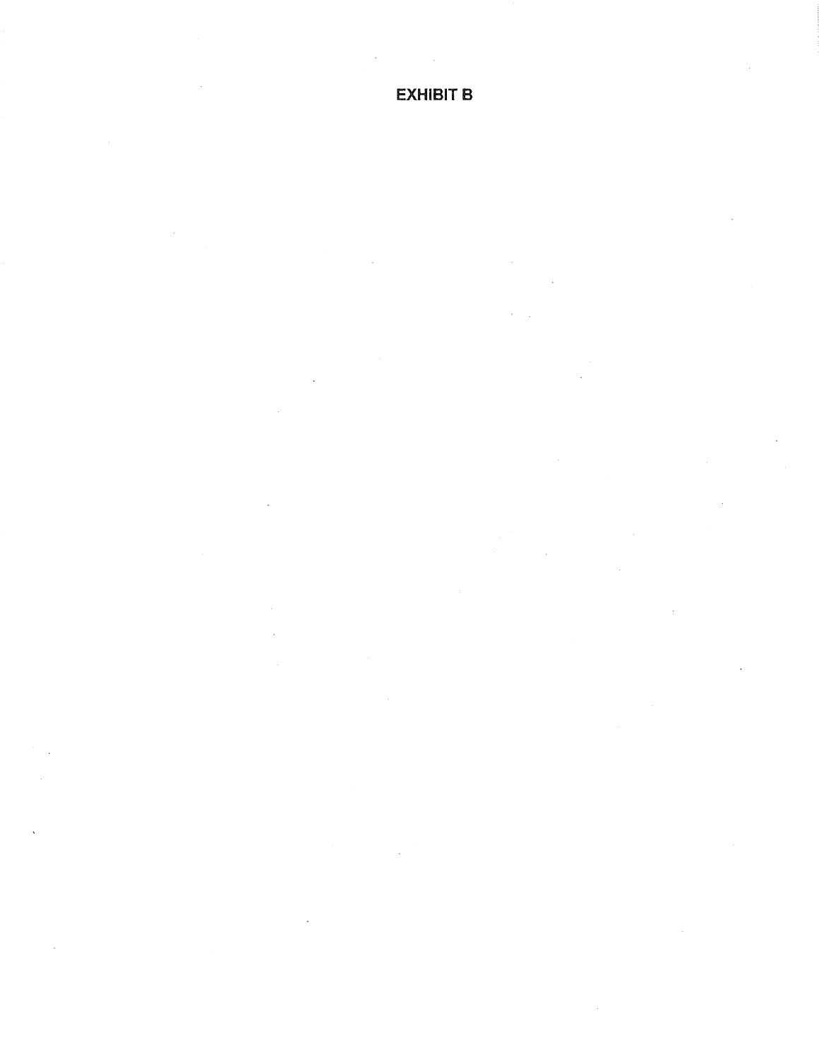# EXHIBIT B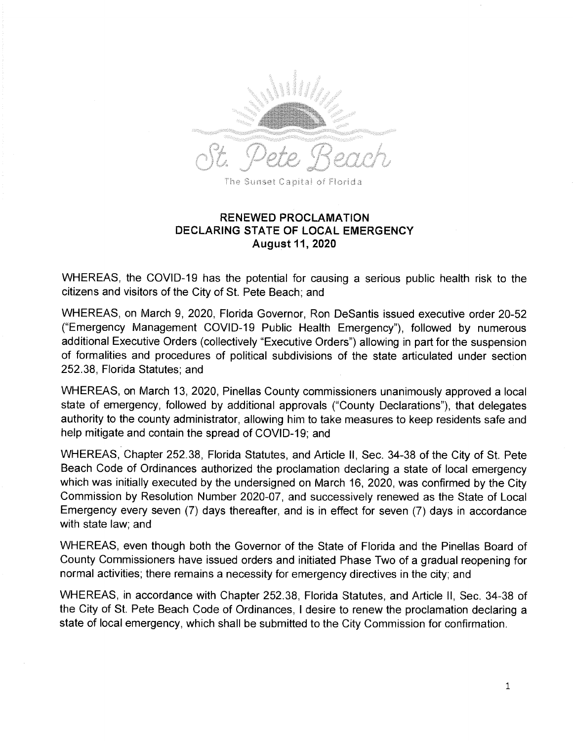St. Pete Beach

The Sunset Capital of Florida

**RENEWED PROCLAMATION**
**DECLARING STATE OF LOCAL EMERGENCY**
**August 11, 2020**

WHEREAS, the COVID-19 has the potential for causing a serious public health risk to the citizens and visitors of the City of St. Pete Beach; and

WHEREAS, on March 9, 2020, Florida Governor, Ron DeSantis issued executive order 20-52 ("Emergency Management COVID-19 Public Health Emergency"), followed by numerous additional Executive Orders (collectively "Executive Orders") allowing in part for the suspension of formalities and procedures of political subdivisions of the state articulated under section 252.38, Florida Statutes; and

WHEREAS, on March 13, 2020, Pinellas County commissioners unanimously approved a local state of emergency, followed by additional approvals ("County Declarations"), that delegates authority to the county administrator, allowing him to take measures to keep residents safe and help mitigate and contain the spread of COVID-19; and

WHEREAS, Chapter 252.38, Florida Statutes, and Article II, Sec. 34-38 of the City of St. Pete Beach Code of Ordinances authorized the proclamation declaring a state of local emergency which was initially executed by the undersigned on March 16, 2020, was confirmed by the City Commission by Resolution Number 2020-07, and successively renewed as the State of Local Emergency every seven (7) days thereafter, and is in effect for seven (7) days in accordance with state law; and

WHEREAS, even though both the Governor of the State of Florida and the Pinellas Board of County Commissioners have issued orders and initiated Phase Two of a gradual reopening for normal activities; there remains a necessity for emergency directives in the city; and

WHEREAS, in accordance with Chapter 252.38, Florida Statutes, and Article II, Sec. 34-38 of the City of St. Pete Beach Code of Ordinances, I desire to renew the proclamation declaring a state of local emergency, which shall be submitted to the City Commission for confirmation.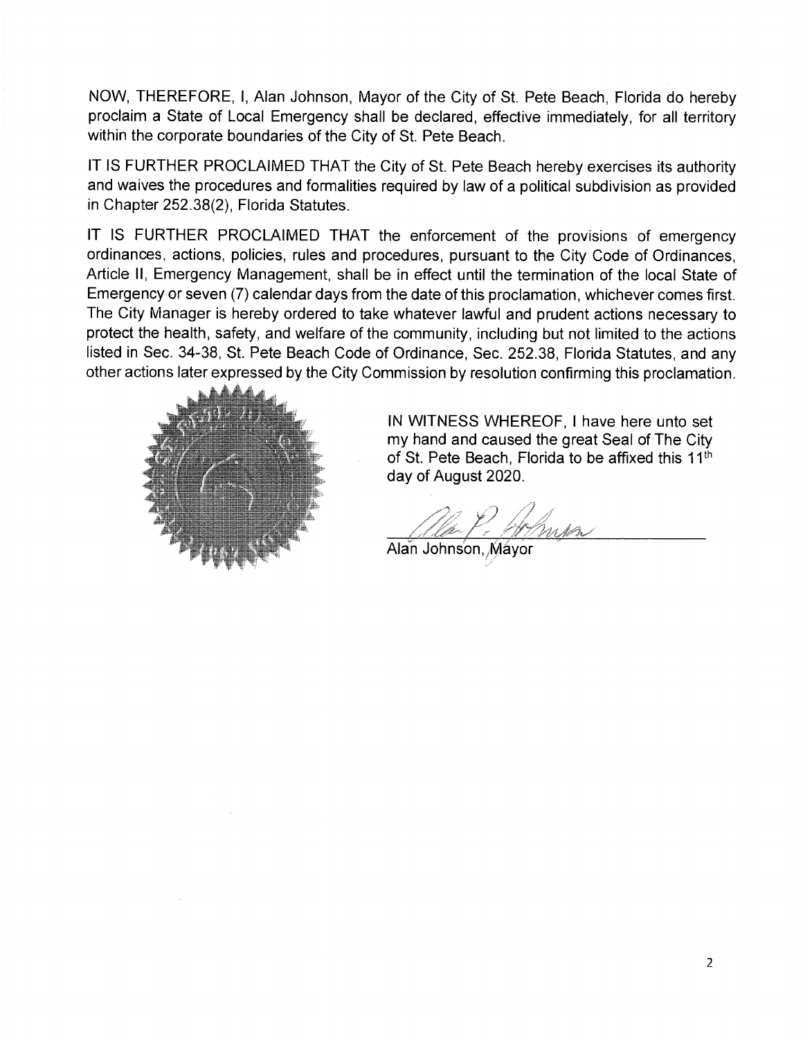NOW, THEREFORE, I, Alan Johnson, Mayor of the City of St. Pete Beach, Florida do hereby proclaim a State of Local Emergency shall be declared, effective immediately, for all territory within the corporate boundaries of the City of St. Pete Beach.

IT IS FURTHER PROCLAIMED THAT the City of St. Pete Beach hereby exercises its authority and waives the procedures and formalities required by law of a political subdivision as provided in Chapter 252.38(2), Florida Statutes.

IT IS FURTHER PROCLAIMED THAT the enforcement of the provisions of emergency ordinances, actions, policies, rules and procedures, pursuant to the City Code of Ordinances, Article II, Emergency Management, shall be in effect until the termination of the local State of Emergency or seven (7) calendar days from the date of this proclamation, whichever comes first. The City Manager is hereby ordered to take whatever lawful and prudent actions necessary to protect the health, safety, and welfare of the community, including but not limited to the actions listed in Sec. 34-38, St. Pete Beach Code of Ordinance, Sec. 252.38, Florida Statutes, and any other actions later expressed by the City Commission by resolution confirming this proclamation.

IN WITNESS WHEREOF, I have here unto set my hand and caused the great Seal of The City of St. Pete Beach, Florida to be affixed this 11th day of August 2020.

Alan Johnson, Mayor